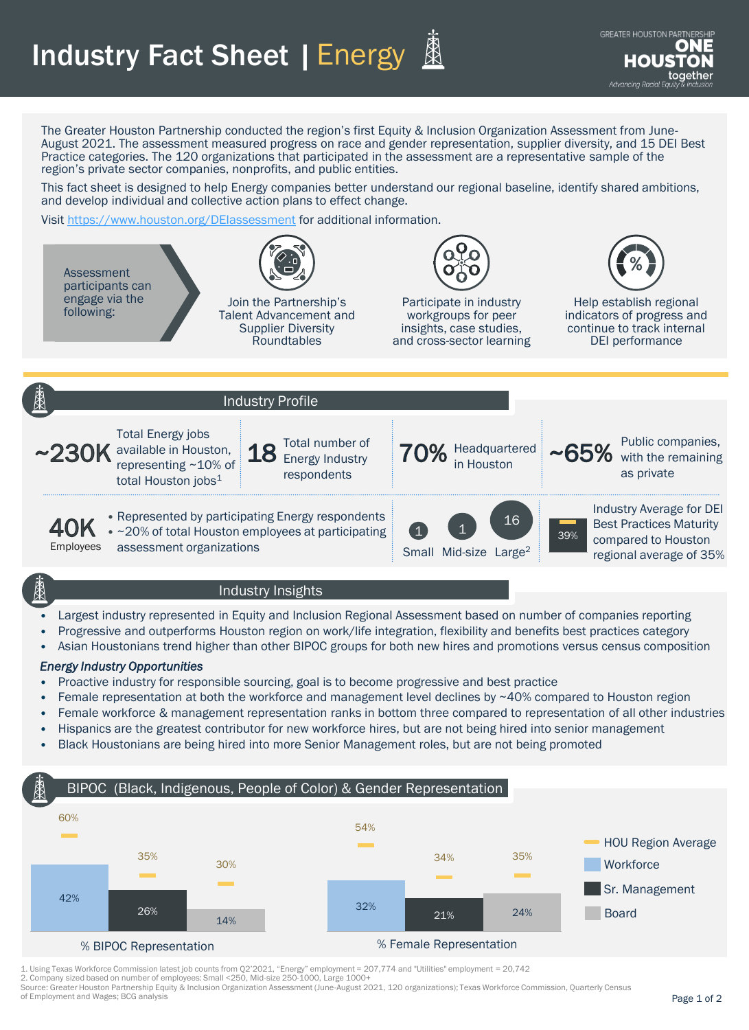# Industry Fact Sheet | Energy

GREATER HOUSTON PARTNERSHIP **ONE HOUSTON together** *Advancing Racial Equity & Inclusion*

The Greater Houston Partnership conducted the region's first Equity & Inclusion Organization Assessment from June-August 2021. The assessment measured progress on race and gender representation, supplier diversity, and 15 DEI Best Practice categories. The 120 organizations that participated in the assessment are a representative sample of the region's private sector companies, nonprofits, and public entities.

This fact sheet is designed to help Energy companies better understand our regional baseline, identify shared ambitions, and develop individual and collective action plans to effect change.

Visit https://www.houston.org/DEIassessment for additional information.

Assessment participants can engage via the following:

- Join the Partnership's Talent Advancement and Supplier Diversity Roundtables
- Participate in industry workgroups for peer insights, case studies, and cross-sector learning
- Help establish regional indicators of progress and continue to track internal DEI performance

## Industry Profile

- **~230K** Total Energy jobs available in Houston, representing ~10% of total Houston jobs[1]
- **18** Total number of Energy Industry respondents
- **70%** Headquartered in Houston
- **~65%** Public companies, with the remaining as private
- **40K** Employees
  - Represented by participating Energy respondents
  - ~20% of total Houston employees at participating assessment organizations
- **1** Small, **1** Mid-size, **16** Large[2]
- **39%** Industry Average for DEI Best Practices Maturity compared to Houston regional average of 35%

## Industry Insights

- Largest industry represented in Equity and Inclusion Regional Assessment based on number of companies reporting
- Progressive and outperforms Houston region on work/life integration, flexibility and benefits best practices category
- Asian Houstonians trend higher than other BIPOC groups for both new hires and promotions versus census composition

***Energy Industry Opportunities***

- Proactive industry for responsible sourcing, goal is to become progressive and best practice
- Female representation at both the workforce and management level declines by ~40% compared to Houston region
- Female workforce & management representation ranks in bottom three compared to representation of all other industries
- Hispanics are the greatest contributor for new workforce hires, but are not being hired into senior management
- Black Houstonians are being hired into more Senior Management roles, but are not being promoted

## BIPOC (Black, Indigenous, People of Color) & Gender Representation

| | Workforce | Sr. Management | Board |
|---|---|---|---|
| % BIPOC Representation | 42% | 26% | 14% |
| HOU Region Average (BIPOC) | 60% | 35% | 30% |
| % Female Representation | 32% | 21% | 24% |
| HOU Region Average (Female) | 54% | 34% | 35% |

1. Using Texas Workforce Commission latest job counts from Q2'2021, "Energy" employment = 207,774 and "Utilities" employment = 20,742
2. Company sized based on number of employees: Small <250, Mid-size 250-1000, Large 1000+

Source: Greater Houston Partnership Equity & Inclusion Organization Assessment (June-August 2021, 120 organizations); Texas Workforce Commission, Quarterly Census of Employment and Wages; BCG analysis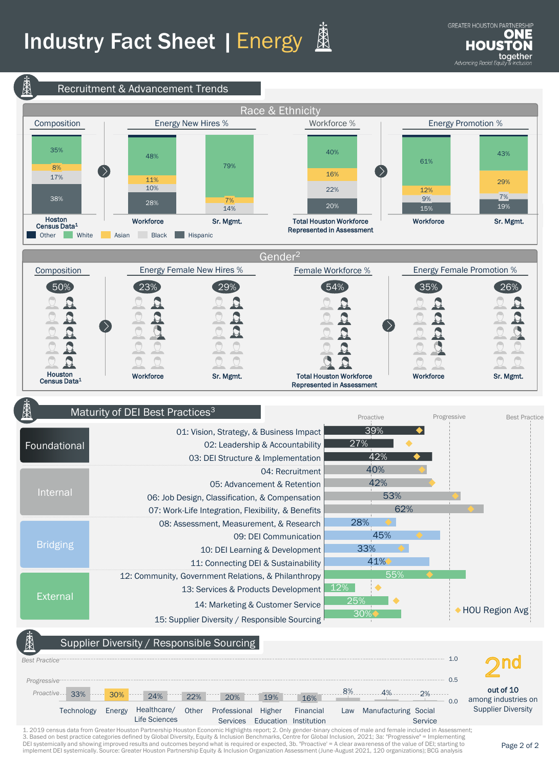# Industry Fact Sheet | Energy

GREATER HOUSTON PARTNERSHIP
ONE HOUSTON together
Advancing Racial Equity & inclusion

## Recruitment & Advancement Trends

### Race & Ethnicity

Composition

35%
8%
17%
38%
Hoston Census Data[1]

Energy New Hires %

48%
11%
10%
28%
Workforce

79%
7%
14%
Sr. Mgmt.

Workforce %

40%
16%
22%
20%
Total Houston Workforce Represented in Assessment

Energy Promotion %

61%
12%
9%
15%
Workforce

43%
29%
7%
19%
Sr. Mgmt.

Other, White, Asian, Black, Hispanic

### Gender[2]

Composition
50%
Houston Census Data[1]

Energy Female New Hires %
23%
Workforce
29%
Sr. Mgmt.

Female Workforce %
54%
Total Houston Workforce Represented in Assessment

Energy Female Promotion %
35%
Workforce
26%
Sr. Mgmt.

## Maturity of DEI Best Practices[3]

Proactive | Progressive | Best Practice

Foundational
01: Vision, Strategy, & Business Impact 39%
02: Leadership & Accountability 27%
03: DEI Structure & Implementation 42%

Internal
04: Recruitment 40%
05: Advancement & Retention 42%
06: Job Design, Classification, & Compensation 53%
07: Work-Life Integration, Flexibility, & Benefits 62%

Bridging
08: Assessment, Measurement, & Research 28%
09: DEI Communication 45%
10: DEI Learning & Development 33%
11: Connecting DEI & Sustainability 41%

External
12: Community, Government Relations, & Philanthropy 55%
13: Services & Products Development 12%
14: Marketing & Customer Service 25%
15: Supplier Diversity / Responsible Sourcing 30%

HOU Region Avg

## Supplier Diversity / Responsible Sourcing

Best Practice 1.0
Progressive 0.5
Proactive 0.0

Technology 33%
Energy 30%
Healthcare/ Life Sciences 24%
Other 22%
Professional Services 20%
Higher Education 19%
Financial Institution 16%
Law 8%
Manufacturing 4%
Social Service 2%

**2nd** out of 10 among industries on Supplier Diversity

1. 2019 census data from Greater Houston Partnership Houston Economic Highlights report; 2. Only gender-binary choices of male and female included in Assessment; 3. Based on best practice categories defined by Global Diversity, Equity & Inclusion Benchmarks, Centre for Global Inclusion, 2021; 3a: "Progressive" = Implementing DEI systemically and showing improved results and outcomes beyond what is required or expected, 3b. "Proactive" = A clear awareness of the value of DEI; starting to implement DEI systemically. Source: Greater Houston Partnership Equity & Inclusion Organization Assessment (June-August 2021, 120 organizations); BCG analysis